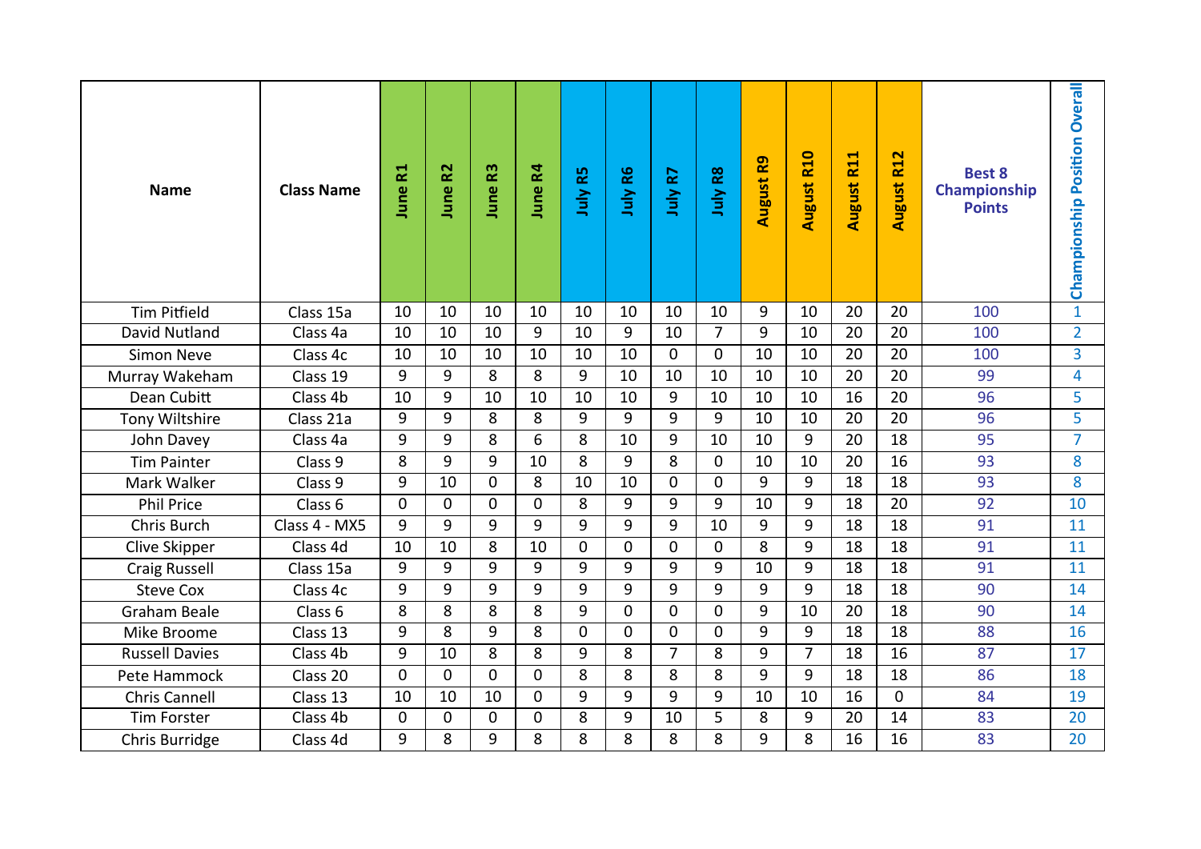| Name | Class Name | June R1 | June R2 | June R3 | June R4 | July R5 | July R6 | July R7 | July R8 | August R9 | August R10 | August R11 | August R12 | Best 8 Championship Points | Championship Position Overall |
|---|---|---|---|---|---|---|---|---|---|---|---|---|---|---|---|
| Tim Pitfield | Class 15a | 10 | 10 | 10 | 10 | 10 | 10 | 10 | 10 | 9 | 10 | 20 | 20 | 100 | 1 |
| David Nutland | Class 4a | 10 | 10 | 10 | 9 | 10 | 9 | 10 | 7 | 9 | 10 | 20 | 20 | 100 | 2 |
| Simon Neve | Class 4c | 10 | 10 | 10 | 10 | 10 | 10 | 0 | 0 | 10 | 10 | 20 | 20 | 100 | 3 |
| Murray Wakeham | Class 19 | 9 | 9 | 8 | 8 | 9 | 10 | 10 | 10 | 10 | 10 | 20 | 20 | 99 | 4 |
| Dean Cubitt | Class 4b | 10 | 9 | 10 | 10 | 10 | 10 | 9 | 10 | 10 | 10 | 16 | 20 | 96 | 5 |
| Tony Wiltshire | Class 21a | 9 | 9 | 8 | 8 | 9 | 9 | 9 | 9 | 10 | 10 | 20 | 20 | 96 | 5 |
| John Davey | Class 4a | 9 | 9 | 8 | 6 | 8 | 10 | 9 | 10 | 10 | 9 | 20 | 18 | 95 | 7 |
| Tim Painter | Class 9 | 8 | 9 | 9 | 10 | 8 | 9 | 8 | 0 | 10 | 10 | 20 | 16 | 93 | 8 |
| Mark Walker | Class 9 | 9 | 10 | 0 | 8 | 10 | 10 | 0 | 0 | 9 | 9 | 18 | 18 | 93 | 8 |
| Phil Price | Class 6 | 0 | 0 | 0 | 0 | 8 | 9 | 9 | 9 | 10 | 9 | 18 | 20 | 92 | 10 |
| Chris Burch | Class 4 - MX5 | 9 | 9 | 9 | 9 | 9 | 9 | 9 | 10 | 9 | 9 | 18 | 18 | 91 | 11 |
| Clive Skipper | Class 4d | 10 | 10 | 8 | 10 | 0 | 0 | 0 | 0 | 8 | 9 | 18 | 18 | 91 | 11 |
| Craig Russell | Class 15a | 9 | 9 | 9 | 9 | 9 | 9 | 9 | 9 | 10 | 9 | 18 | 18 | 91 | 11 |
| Steve Cox | Class 4c | 9 | 9 | 9 | 9 | 9 | 9 | 9 | 9 | 9 | 9 | 18 | 18 | 90 | 14 |
| Graham Beale | Class 6 | 8 | 8 | 8 | 8 | 9 | 0 | 0 | 0 | 9 | 10 | 20 | 18 | 90 | 14 |
| Mike Broome | Class 13 | 9 | 8 | 9 | 8 | 0 | 0 | 0 | 0 | 9 | 9 | 18 | 18 | 88 | 16 |
| Russell Davies | Class 4b | 9 | 10 | 8 | 8 | 9 | 8 | 7 | 8 | 9 | 7 | 18 | 16 | 87 | 17 |
| Pete Hammock | Class 20 | 0 | 0 | 0 | 0 | 8 | 8 | 8 | 8 | 9 | 9 | 18 | 18 | 86 | 18 |
| Chris Cannell | Class 13 | 10 | 10 | 10 | 0 | 9 | 9 | 9 | 9 | 10 | 10 | 16 | 0 | 84 | 19 |
| Tim Forster | Class 4b | 0 | 0 | 0 | 0 | 8 | 9 | 10 | 5 | 8 | 9 | 20 | 14 | 83 | 20 |
| Chris Burridge | Class 4d | 9 | 8 | 9 | 8 | 8 | 8 | 8 | 8 | 9 | 8 | 16 | 16 | 83 | 20 |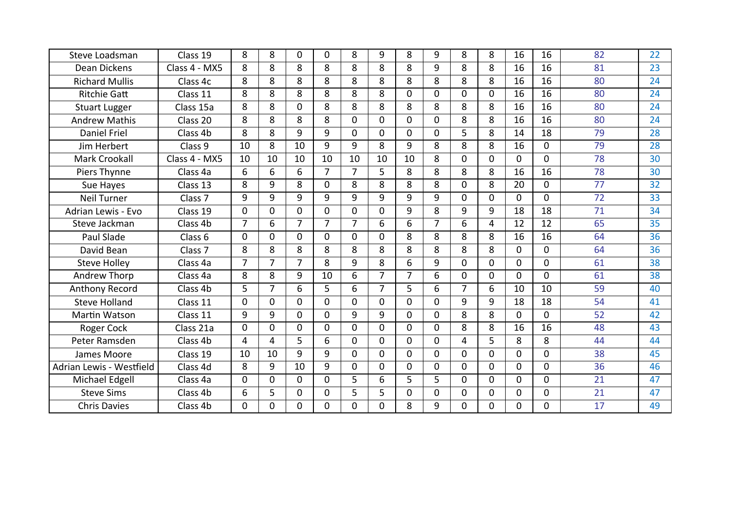| | | | | | | | | | | | | | | | |
|---|---|---|---|---|---|---|---|---|---|---|---|---|---|---|---|
| Steve Loadsman | Class 19 | 8 | 8 | 0 | 0 | 8 | 9 | 8 | 9 | 8 | 8 | 16 | 16 | 82 | 22 |
| Dean Dickens | Class 4 - MX5 | 8 | 8 | 8 | 8 | 8 | 8 | 8 | 9 | 8 | 8 | 16 | 16 | 81 | 23 |
| Richard Mullis | Class 4c | 8 | 8 | 8 | 8 | 8 | 8 | 8 | 8 | 8 | 8 | 16 | 16 | 80 | 24 |
| Ritchie Gatt | Class 11 | 8 | 8 | 8 | 8 | 8 | 8 | 0 | 0 | 0 | 0 | 16 | 16 | 80 | 24 |
| Stuart Lugger | Class 15a | 8 | 8 | 0 | 8 | 8 | 8 | 8 | 8 | 8 | 8 | 16 | 16 | 80 | 24 |
| Andrew Mathis | Class 20 | 8 | 8 | 8 | 8 | 0 | 0 | 0 | 0 | 8 | 8 | 16 | 16 | 80 | 24 |
| Daniel Friel | Class 4b | 8 | 8 | 9 | 9 | 0 | 0 | 0 | 0 | 5 | 8 | 14 | 18 | 79 | 28 |
| Jim Herbert | Class 9 | 10 | 8 | 10 | 9 | 9 | 8 | 9 | 8 | 8 | 8 | 16 | 0 | 79 | 28 |
| Mark Crookall | Class 4 - MX5 | 10 | 10 | 10 | 10 | 10 | 10 | 10 | 8 | 0 | 0 | 0 | 0 | 78 | 30 |
| Piers Thynne | Class 4a | 6 | 6 | 6 | 7 | 7 | 5 | 8 | 8 | 8 | 8 | 16 | 16 | 78 | 30 |
| Sue Hayes | Class 13 | 8 | 9 | 8 | 0 | 8 | 8 | 8 | 8 | 0 | 8 | 20 | 0 | 77 | 32 |
| Neil Turner | Class 7 | 9 | 9 | 9 | 9 | 9 | 9 | 9 | 9 | 0 | 0 | 0 | 0 | 72 | 33 |
| Adrian Lewis - Evo | Class 19 | 0 | 0 | 0 | 0 | 0 | 0 | 9 | 8 | 9 | 9 | 18 | 18 | 71 | 34 |
| Steve Jackman | Class 4b | 7 | 6 | 7 | 7 | 7 | 6 | 6 | 7 | 6 | 4 | 12 | 12 | 65 | 35 |
| Paul Slade | Class 6 | 0 | 0 | 0 | 0 | 0 | 0 | 8 | 8 | 8 | 8 | 16 | 16 | 64 | 36 |
| David Bean | Class 7 | 8 | 8 | 8 | 8 | 8 | 8 | 8 | 8 | 8 | 8 | 0 | 0 | 64 | 36 |
| Steve Holley | Class 4a | 7 | 7 | 7 | 8 | 9 | 8 | 6 | 9 | 0 | 0 | 0 | 0 | 61 | 38 |
| Andrew Thorp | Class 4a | 8 | 8 | 9 | 10 | 6 | 7 | 7 | 6 | 0 | 0 | 0 | 0 | 61 | 38 |
| Anthony Record | Class 4b | 5 | 7 | 6 | 5 | 6 | 7 | 5 | 6 | 7 | 6 | 10 | 10 | 59 | 40 |
| Steve Holland | Class 11 | 0 | 0 | 0 | 0 | 0 | 0 | 0 | 0 | 9 | 9 | 18 | 18 | 54 | 41 |
| Martin Watson | Class 11 | 9 | 9 | 0 | 0 | 9 | 9 | 0 | 0 | 8 | 8 | 0 | 0 | 52 | 42 |
| Roger Cock | Class 21a | 0 | 0 | 0 | 0 | 0 | 0 | 0 | 0 | 8 | 8 | 16 | 16 | 48 | 43 |
| Peter Ramsden | Class 4b | 4 | 4 | 5 | 6 | 0 | 0 | 0 | 0 | 4 | 5 | 8 | 8 | 44 | 44 |
| James Moore | Class 19 | 10 | 10 | 9 | 9 | 0 | 0 | 0 | 0 | 0 | 0 | 0 | 0 | 38 | 45 |
| Adrian Lewis - Westfield | Class 4d | 8 | 9 | 10 | 9 | 0 | 0 | 0 | 0 | 0 | 0 | 0 | 0 | 36 | 46 |
| Michael Edgell | Class 4a | 0 | 0 | 0 | 0 | 5 | 6 | 5 | 5 | 0 | 0 | 0 | 0 | 21 | 47 |
| Steve Sims | Class 4b | 6 | 5 | 0 | 0 | 5 | 5 | 0 | 0 | 0 | 0 | 0 | 0 | 21 | 47 |
| Chris Davies | Class 4b | 0 | 0 | 0 | 0 | 0 | 0 | 8 | 9 | 0 | 0 | 0 | 0 | 17 | 49 |